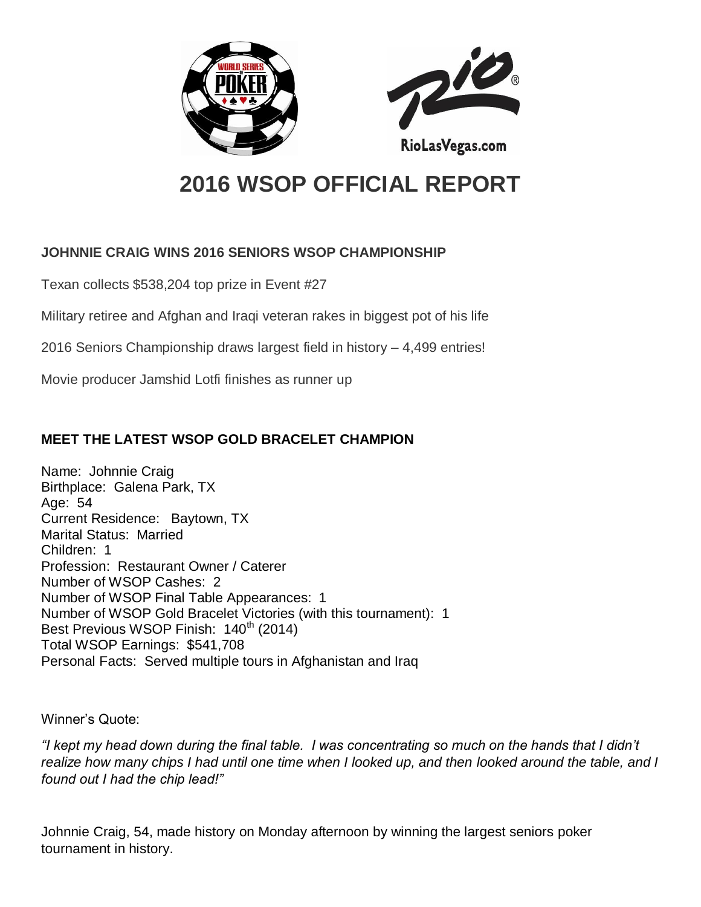# 2016 WSOP OFFICIAL REPORT

**JOHNNIE CRAIG WINS 2016 SENIORS WSOP CHAMPIONSHIP**

Texan collects $538,204 top prize in Event #27

Military retiree and Afghan and Iraqi veteran rakes in biggest pot of his life

2016 Seniors Championship draws largest field in history – 4,499 entries!

Movie producer Jamshid Lotfi finishes as runner up

**MEET THE LATEST WSOP GOLD BRACELET CHAMPION**

Name: Johnnie Craig
Birthplace: Galena Park, TX
Age: 54
Current Residence: Baytown, TX
Marital Status: Married
Children: 1
Profession: Restaurant Owner / Caterer
Number of WSOP Cashes: 2
Number of WSOP Final Table Appearances: 1
Number of WSOP Gold Bracelet Victories (with this tournament): 1
Best Previous WSOP Finish: 140th (2014)
Total WSOP Earnings: $541,708
Personal Facts: Served multiple tours in Afghanistan and Iraq

Winner's Quote:

*"I kept my head down during the final table. I was concentrating so much on the hands that I didn't realize how many chips I had until one time when I looked up, and then looked around the table, and I found out I had the chip lead!"*

Johnnie Craig, 54, made history on Monday afternoon by winning the largest seniors poker tournament in history.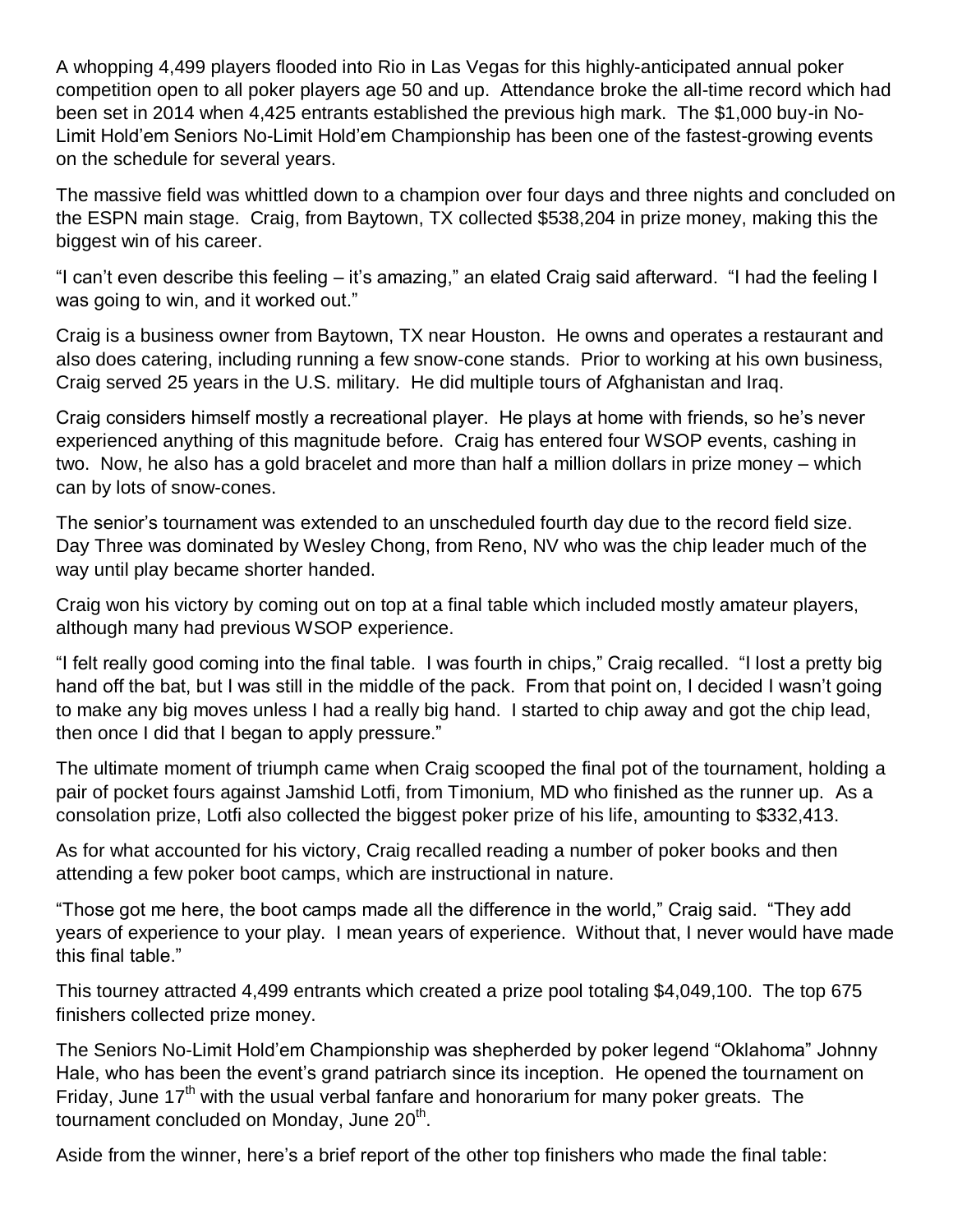A whopping 4,499 players flooded into Rio in Las Vegas for this highly-anticipated annual poker competition open to all poker players age 50 and up. Attendance broke the all-time record which had been set in 2014 when 4,425 entrants established the previous high mark. The $1,000 buy-in No-Limit Hold'em Seniors No-Limit Hold'em Championship has been one of the fastest-growing events on the schedule for several years.

The massive field was whittled down to a champion over four days and three nights and concluded on the ESPN main stage. Craig, from Baytown, TX collected $538,204 in prize money, making this the biggest win of his career.

"I can't even describe this feeling – it's amazing," an elated Craig said afterward. "I had the feeling I was going to win, and it worked out."

Craig is a business owner from Baytown, TX near Houston. He owns and operates a restaurant and also does catering, including running a few snow-cone stands. Prior to working at his own business, Craig served 25 years in the U.S. military. He did multiple tours of Afghanistan and Iraq.

Craig considers himself mostly a recreational player. He plays at home with friends, so he's never experienced anything of this magnitude before. Craig has entered four WSOP events, cashing in two. Now, he also has a gold bracelet and more than half a million dollars in prize money – which can by lots of snow-cones.

The senior's tournament was extended to an unscheduled fourth day due to the record field size. Day Three was dominated by Wesley Chong, from Reno, NV who was the chip leader much of the way until play became shorter handed.

Craig won his victory by coming out on top at a final table which included mostly amateur players, although many had previous WSOP experience.

"I felt really good coming into the final table. I was fourth in chips," Craig recalled. "I lost a pretty big hand off the bat, but I was still in the middle of the pack. From that point on, I decided I wasn't going to make any big moves unless I had a really big hand. I started to chip away and got the chip lead, then once I did that I began to apply pressure."

The ultimate moment of triumph came when Craig scooped the final pot of the tournament, holding a pair of pocket fours against Jamshid Lotfi, from Timonium, MD who finished as the runner up. As a consolation prize, Lotfi also collected the biggest poker prize of his life, amounting to $332,413.

As for what accounted for his victory, Craig recalled reading a number of poker books and then attending a few poker boot camps, which are instructional in nature.

"Those got me here, the boot camps made all the difference in the world," Craig said. "They add years of experience to your play. I mean years of experience. Without that, I never would have made this final table."

This tourney attracted 4,499 entrants which created a prize pool totaling $4,049,100. The top 675 finishers collected prize money.

The Seniors No-Limit Hold'em Championship was shepherded by poker legend "Oklahoma" Johnny Hale, who has been the event's grand patriarch since its inception. He opened the tournament on Friday, June 17th with the usual verbal fanfare and honorarium for many poker greats. The tournament concluded on Monday, June 20th.

Aside from the winner, here's a brief report of the other top finishers who made the final table: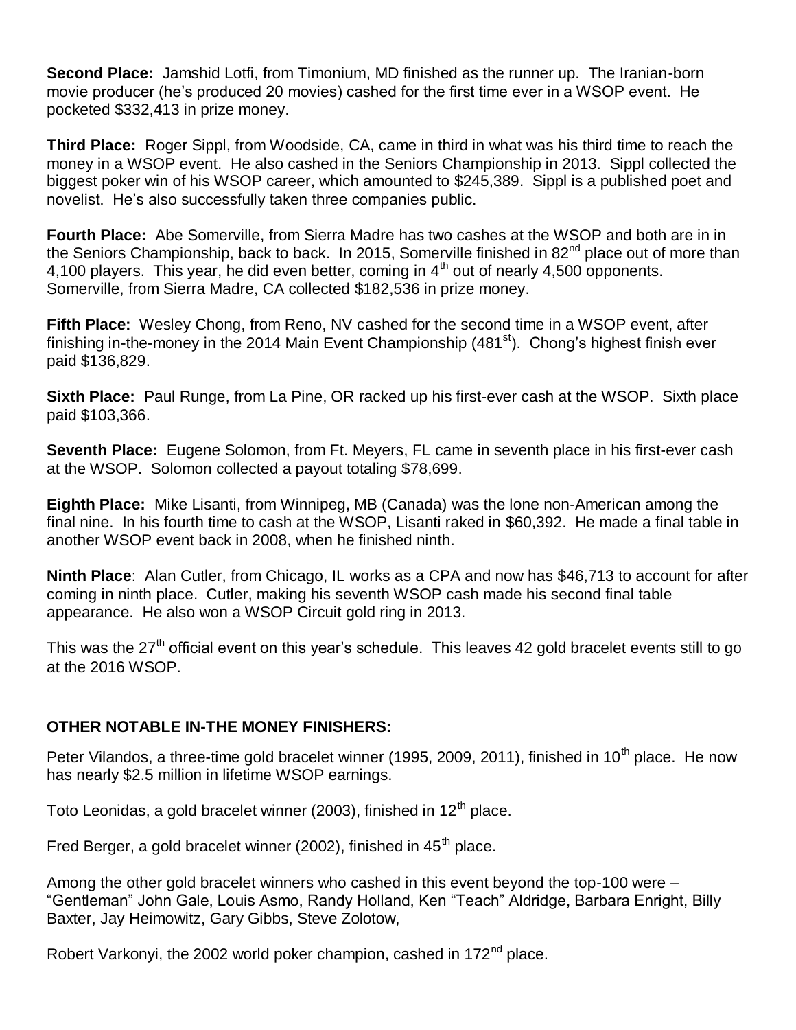**Second Place:** Jamshid Lotfi, from Timonium, MD finished as the runner up. The Iranian-born movie producer (he's produced 20 movies) cashed for the first time ever in a WSOP event. He pocketed $332,413 in prize money.

**Third Place:** Roger Sippl, from Woodside, CA, came in third in what was his third time to reach the money in a WSOP event. He also cashed in the Seniors Championship in 2013. Sippl collected the biggest poker win of his WSOP career, which amounted to $245,389. Sippl is a published poet and novelist. He's also successfully taken three companies public.

**Fourth Place:** Abe Somerville, from Sierra Madre has two cashes at the WSOP and both are in in the Seniors Championship, back to back. In 2015, Somerville finished in 82nd place out of more than 4,100 players. This year, he did even better, coming in 4th out of nearly 4,500 opponents. Somerville, from Sierra Madre, CA collected $182,536 in prize money.

**Fifth Place:** Wesley Chong, from Reno, NV cashed for the second time in a WSOP event, after finishing in-the-money in the 2014 Main Event Championship (481st). Chong's highest finish ever paid $136,829.

**Sixth Place:** Paul Runge, from La Pine, OR racked up his first-ever cash at the WSOP. Sixth place paid $103,366.

**Seventh Place:** Eugene Solomon, from Ft. Meyers, FL came in seventh place in his first-ever cash at the WSOP. Solomon collected a payout totaling $78,699.

**Eighth Place:** Mike Lisanti, from Winnipeg, MB (Canada) was the lone non-American among the final nine. In his fourth time to cash at the WSOP, Lisanti raked in $60,392. He made a final table in another WSOP event back in 2008, when he finished ninth.

**Ninth Place**: Alan Cutler, from Chicago, IL works as a CPA and now has $46,713 to account for after coming in ninth place. Cutler, making his seventh WSOP cash made his second final table appearance. He also won a WSOP Circuit gold ring in 2013.

This was the 27th official event on this year's schedule. This leaves 42 gold bracelet events still to go at the 2016 WSOP.

**OTHER NOTABLE IN-THE MONEY FINISHERS:**

Peter Vilandos, a three-time gold bracelet winner (1995, 2009, 2011), finished in 10th place. He now has nearly $2.5 million in lifetime WSOP earnings.

Toto Leonidas, a gold bracelet winner (2003), finished in 12th place.

Fred Berger, a gold bracelet winner (2002), finished in 45th place.

Among the other gold bracelet winners who cashed in this event beyond the top-100 were – "Gentleman" John Gale, Louis Asmo, Randy Holland, Ken "Teach" Aldridge, Barbara Enright, Billy Baxter, Jay Heimowitz, Gary Gibbs, Steve Zolotow,

Robert Varkonyi, the 2002 world poker champion, cashed in 172nd place.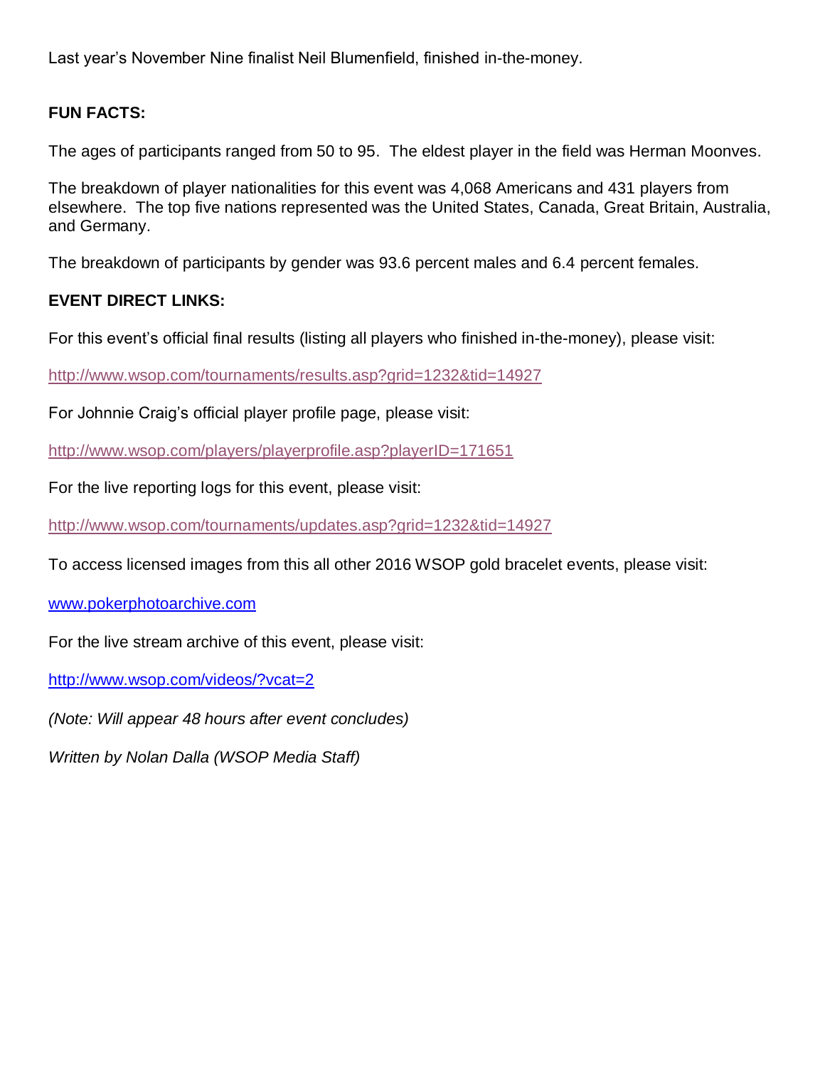Last year's November Nine finalist Neil Blumenfield, finished in-the-money.

**FUN FACTS:**

The ages of participants ranged from 50 to 95. The eldest player in the field was Herman Moonves.

The breakdown of player nationalities for this event was 4,068 Americans and 431 players from elsewhere. The top five nations represented was the United States, Canada, Great Britain, Australia, and Germany.

The breakdown of participants by gender was 93.6 percent males and 6.4 percent females.

**EVENT DIRECT LINKS:**

For this event's official final results (listing all players who finished in-the-money), please visit:

http://www.wsop.com/tournaments/results.asp?grid=1232&tid=14927

For Johnnie Craig's official player profile page, please visit:

http://www.wsop.com/players/playerprofile.asp?playerID=171651

For the live reporting logs for this event, please visit:

http://www.wsop.com/tournaments/updates.asp?grid=1232&tid=14927

To access licensed images from this all other 2016 WSOP gold bracelet events, please visit:

www.pokerphotoarchive.com

For the live stream archive of this event, please visit:

http://www.wsop.com/videos/?vcat=2

*(Note: Will appear 48 hours after event concludes)*

*Written by Nolan Dalla (WSOP Media Staff)*